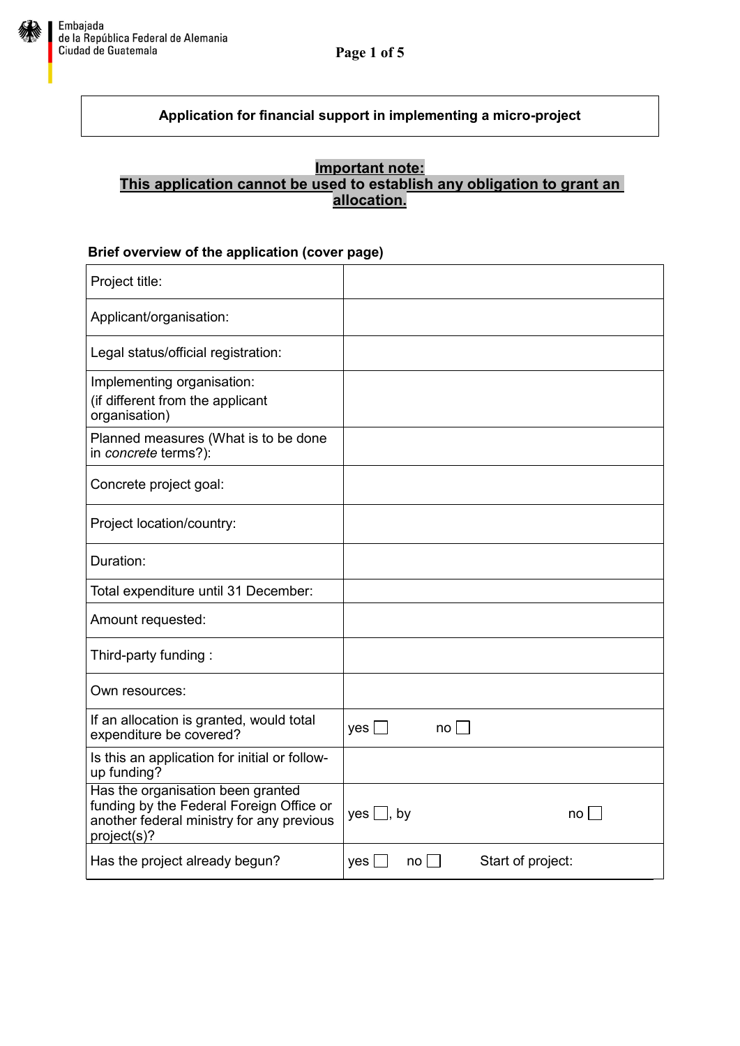Embajada
de la República Federal de Alemania
Ciudad de Guatemala

**Application for financial support in implementing a micro-project**

**Important note:**
**This application cannot be used to establish any obligation to grant an allocation.**

**Brief overview of the application (cover page)**

| | |
|---|---|
| Project title: | |
| Applicant/organisation: | |
| Legal status/official registration: | |
| Implementing organisation: (if different from the applicant organisation) | |
| Planned measures (What is to be done in *concrete* terms?): | |
| Concrete project goal: | |
| Project location/country: | |
| Duration: | |
| Total expenditure until 31 December: | |
| Amount requested: | |
| Third-party funding : | |
| Own resources: | |
| If an allocation is granted, would total expenditure be covered? | yes ☐ no ☐ |
| Is this an application for initial or follow-up funding? | |
| Has the organisation been granted funding by the Federal Foreign Office or another federal ministry for any previous project(s)? | yes ☐, by no ☐ |
| Has the project already begun? | yes ☐ no ☐ Start of project: |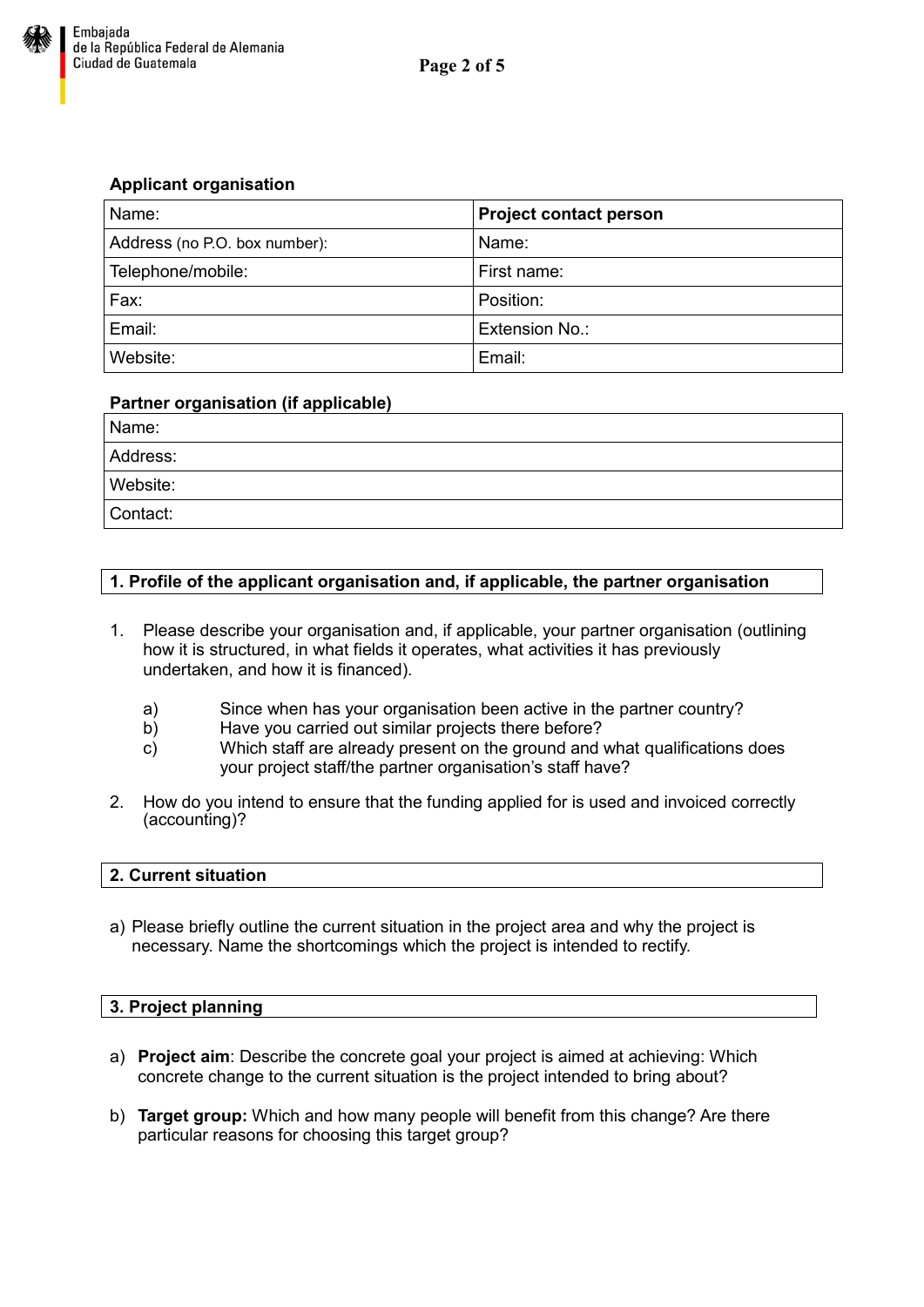**Applicant organisation**

| Name: | **Project contact person** |
| --- | --- |
| Address (no P.O. box number): | Name: |
| Telephone/mobile: | First name: |
| Fax: | Position: |
| Email: | Extension No.: |
| Website: | Email: |

**Partner organisation (if applicable)**

| Name: |
| --- |
| Address: |
| Website: |
| Contact: |

## 1. Profile of the applicant organisation and, if applicable, the partner organisation

1. Please describe your organisation and, if applicable, your partner organisation (outlining how it is structured, in what fields it operates, what activities it has previously undertaken, and how it is financed).

   a) Since when has your organisation been active in the partner country?
   b) Have you carried out similar projects there before?
   c) Which staff are already present on the ground and what qualifications does your project staff/the partner organisation's staff have?

2. How do you intend to ensure that the funding applied for is used and invoiced correctly (accounting)?

## 2. Current situation

a) Please briefly outline the current situation in the project area and why the project is necessary. Name the shortcomings which the project is intended to rectify.

## 3. Project planning

a) **Project aim**: Describe the concrete goal your project is aimed at achieving: Which concrete change to the current situation is the project intended to bring about?

b) **Target group:** Which and how many people will benefit from this change? Are there particular reasons for choosing this target group?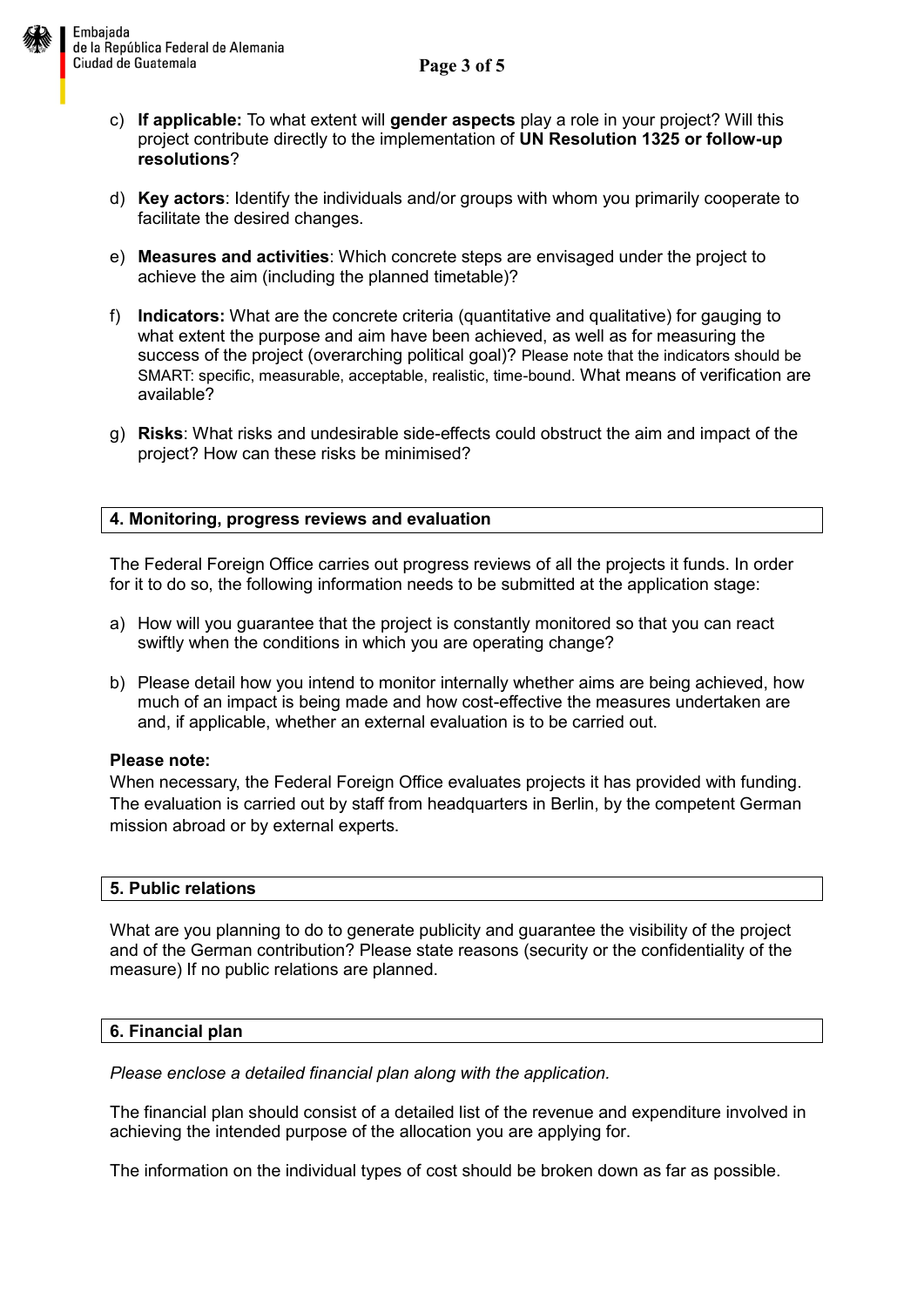c) **If applicable:** To what extent will **gender aspects** play a role in your project? Will this project contribute directly to the implementation of **UN Resolution 1325 or follow-up resolutions**?

d) **Key actors**: Identify the individuals and/or groups with whom you primarily cooperate to facilitate the desired changes.

e) **Measures and activities**: Which concrete steps are envisaged under the project to achieve the aim (including the planned timetable)?

f) **Indicators:** What are the concrete criteria (quantitative and qualitative) for gauging to what extent the purpose and aim have been achieved, as well as for measuring the success of the project (overarching political goal)? Please note that the indicators should be SMART: specific, measurable, acceptable, realistic, time-bound. What means of verification are available?

g) **Risks**: What risks and undesirable side-effects could obstruct the aim and impact of the project? How can these risks be minimised?

## 4. Monitoring, progress reviews and evaluation

The Federal Foreign Office carries out progress reviews of all the projects it funds. In order for it to do so, the following information needs to be submitted at the application stage:

a) How will you guarantee that the project is constantly monitored so that you can react swiftly when the conditions in which you are operating change?

b) Please detail how you intend to monitor internally whether aims are being achieved, how much of an impact is being made and how cost-effective the measures undertaken are and, if applicable, whether an external evaluation is to be carried out.

**Please note:**
When necessary, the Federal Foreign Office evaluates projects it has provided with funding. The evaluation is carried out by staff from headquarters in Berlin, by the competent German mission abroad or by external experts.

## 5. Public relations

What are you planning to do to generate publicity and guarantee the visibility of the project and of the German contribution? Please state reasons (security or the confidentiality of the measure) If no public relations are planned.

## 6. Financial plan

*Please enclose a detailed financial plan along with the application.*

The financial plan should consist of a detailed list of the revenue and expenditure involved in achieving the intended purpose of the allocation you are applying for.

The information on the individual types of cost should be broken down as far as possible.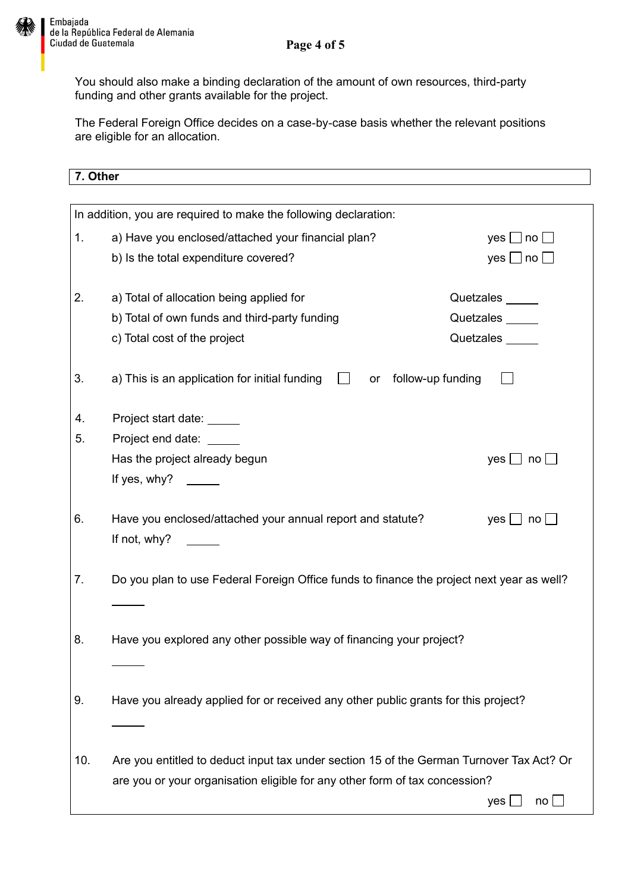You should also make a binding declaration of the amount of own resources, third-party funding and other grants available for the project.

The Federal Foreign Office decides on a case-by-case basis whether the relevant positions are eligible for an allocation.

## 7. Other

In addition, you are required to make the following declaration:

1. a) Have you enclosed/attached your financial plan? yes ☐ no ☐

   b) Is the total expenditure covered? yes ☐ no ☐

2. a) Total of allocation being applied for Quetzales _____

   b) Total of own funds and third-party funding Quetzales _____

   c) Total cost of the project Quetzales _____

3. a) This is an application for initial funding ☐ or follow-up funding ☐

4. Project start date: _____

5. Project end date: _____

   Has the project already begun yes ☐ no ☐

   If yes, why? _____

6. Have you enclosed/attached your annual report and statute? yes ☐ no ☐

   If not, why? _____

7. Do you plan to use Federal Foreign Office funds to finance the project next year as well?

   _____

8. Have you explored any other possible way of financing your project?

   _____

9. Have you already applied for or received any other public grants for this project?

   _____

10. Are you entitled to deduct input tax under section 15 of the German Turnover Tax Act? Or are you or your organisation eligible for any other form of tax concession?

    yes ☐ no ☐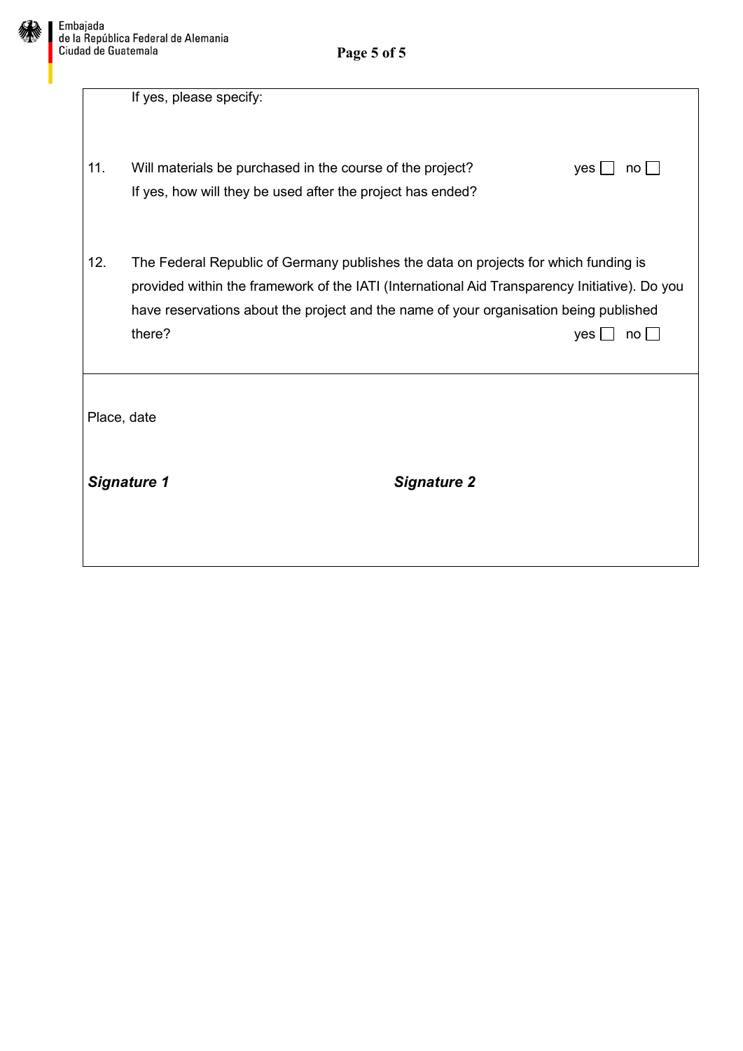If yes, please specify:

11. Will materials be purchased in the course of the project? yes ☐ no ☐

If yes, how will they be used after the project has ended?

12. The Federal Republic of Germany publishes the data on projects for which funding is provided within the framework of the IATI (International Aid Transparency Initiative). Do you have reservations about the project and the name of your organisation being published there? yes ☐ no ☐

Place, date

***Signature 1*** ***Signature 2***